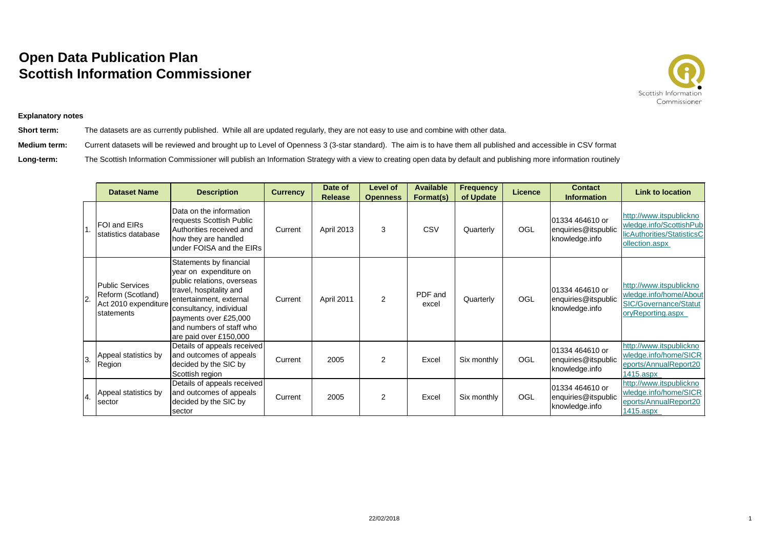# Open Data Publication Plan
# Scottish Information Commissioner

**Explanatory notes**

**Short term:** The datasets are as currently published. While all are updated regularly, they are not easy to use and combine with other data.

**Medium term:** Current datasets will be reviewed and brought up to Level of Openness 3 (3-star standard). The aim is to have them all published and accessible in CSV format

**Long-term:** The Scottish Information Commissioner will publish an Information Strategy with a view to creating open data by default and publishing more information routinely

| | Dataset Name | Description | Currency | Date of Release | Level of Openness | Available Format(s) | Frequency of Update | Licence | Contact Information | Link to location |
|---|---|---|---|---|---|---|---|---|---|---|
| 1. | FOI and EIRs statistics database | Data on the information requests Scottish Public Authorities received and how they are handled under FOISA and the EIRs | Current | April 2013 | 3 | CSV | Quarterly | OGL | 01334 464610 or enquiries@itspublicknowledge.info | http://www.itspublicknowledge.info/ScottishPublicAuthorities/StatisticsCollection.aspx |
| 2. | Public Services Reform (Scotland) Act 2010 expenditure statements | Statements by financial year on expenditure on public relations, overseas travel, hospitality and entertainment, external consultancy, individual payments over £25,000 and numbers of staff who are paid over £150,000 | Current | April 2011 | 2 | PDF and excel | Quarterly | OGL | 01334 464610 or enquiries@itspublicknowledge.info | http://www.itspublicknowledge.info/home/AboutSIC/Governance/StatutoryReporting.aspx |
| 3. | Appeal statistics by Region | Details of appeals received and outcomes of appeals decided by the SIC by Scottish region | Current | 2005 | 2 | Excel | Six monthly | OGL | 01334 464610 or enquiries@itspublicknowledge.info | http://www.itspublicknowledge.info/home/SICReports/AnnualReport201415.aspx |
| 4. | Appeal statistics by sector | Details of appeals received and outcomes of appeals decided by the SIC by sector | Current | 2005 | 2 | Excel | Six monthly | OGL | 01334 464610 or enquiries@itspublicknowledge.info | http://www.itspublicknowledge.info/home/SICReports/AnnualReport201415.aspx |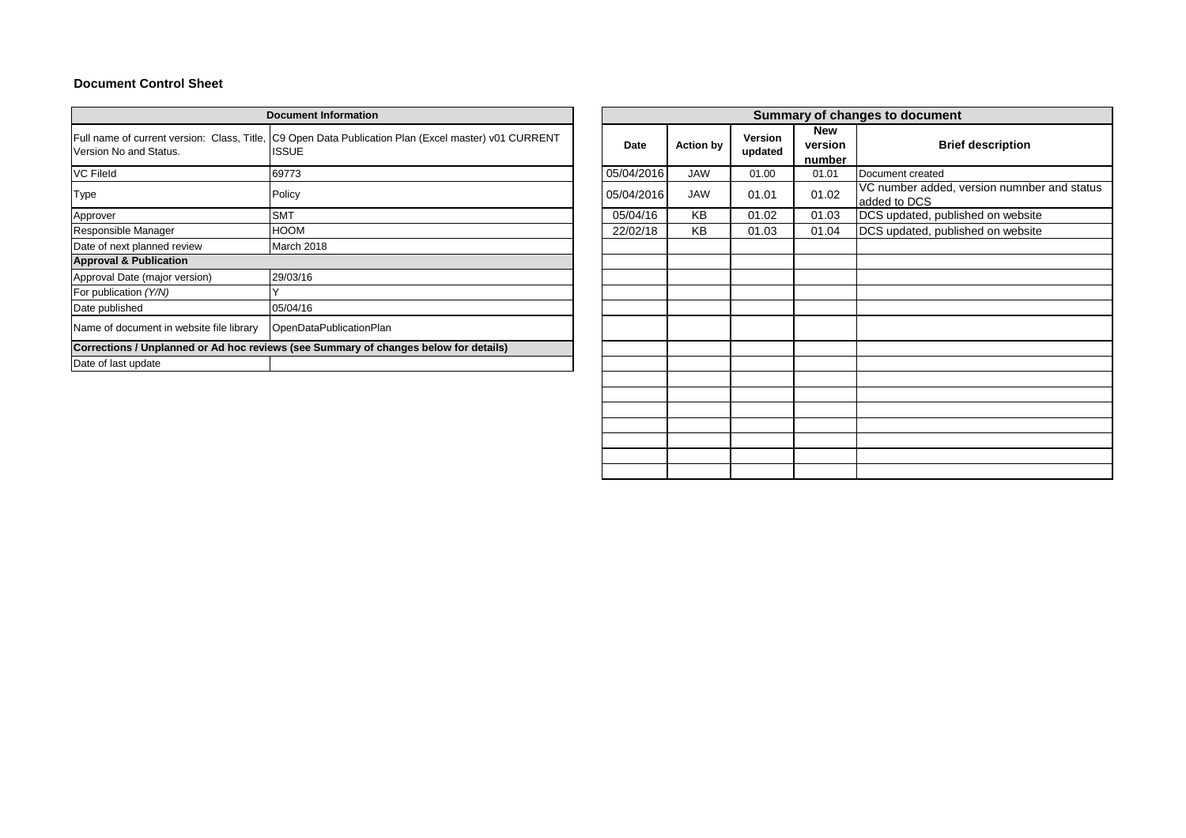**Document Control Sheet**

| Document Information | |
|---|---|
| Full name of current version: Class, Title, Version No and Status. | C9 Open Data Publication Plan (Excel master) v01 CURRENT ISSUE |
| VC FileId | 69773 |
| Type | Policy |
| Approver | SMT |
| Responsible Manager | HOOM |
| Date of next planned review | March 2018 |
| **Approval & Publication** | |
| Approval Date (major version) | 29/03/16 |
| For publication *(Y/N)* | Y |
| Date published | 05/04/16 |
| Name of document in website file library | OpenDataPublicationPlan |
| **Corrections / Unplanned or Ad hoc reviews (see Summary of changes below for details)** | |
| Date of last update | |

| Summary of changes to document | | | | |
|---|---|---|---|---|
| **Date** | **Action by** | **Version updated** | **New version number** | **Brief description** |
| 05/04/2016 | JAW | 01.00 | 01.01 | Document created |
| 05/04/2016 | JAW | 01.01 | 01.02 | VC number added, version numnber and status added to DCS |
| 05/04/16 | KB | 01.02 | 01.03 | DCS updated, published on website |
| 22/02/18 | KB | 01.03 | 01.04 | DCS updated, published on website |
| | | | | |
| | | | | |
| | | | | |
| | | | | |
| | | | | |
| | | | | |
| | | | | |
| | | | | |
| | | | | |
| | | | | |
| | | | | |
| | | | | |
| | | | | |
| | | | | |
| | | | | |
| | | | | |